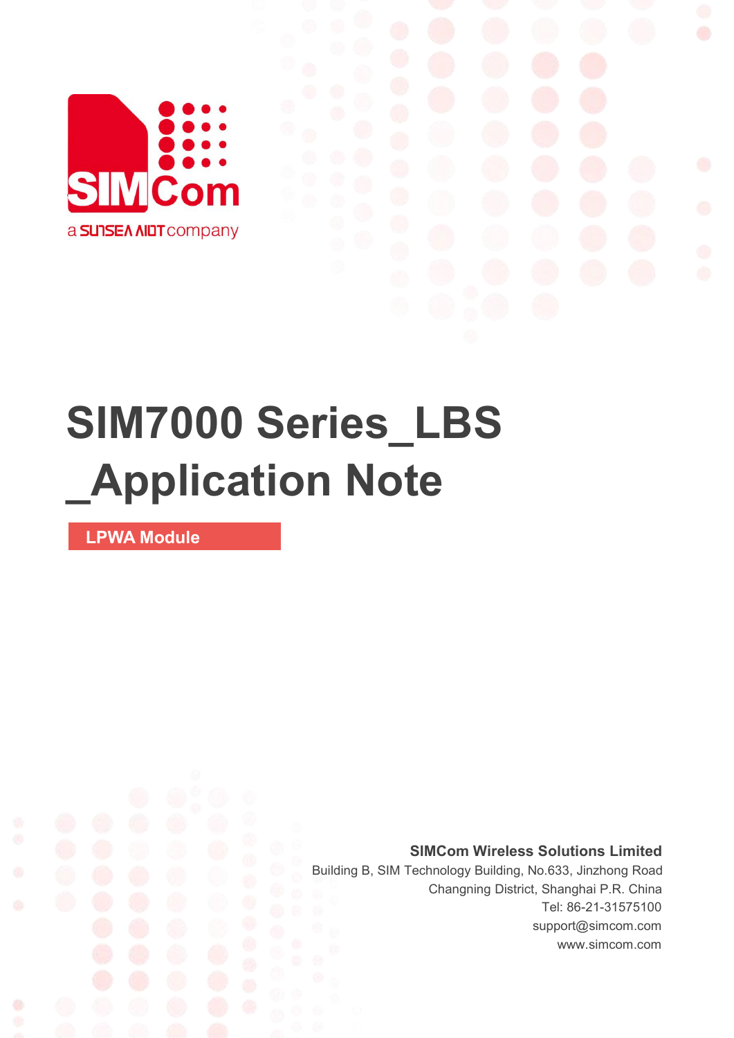SIMCom

a SUNSEA AIOT company

# SIM7000 Series_LBS _Application Note

**LPWA Module**

**SIMCom Wireless Solutions Limited**

Building B, SIM Technology Building, No.633, Jinzhong Road

Changning District, Shanghai P.R. China

Tel: 86-21-31575100

support@simcom.com

www.simcom.com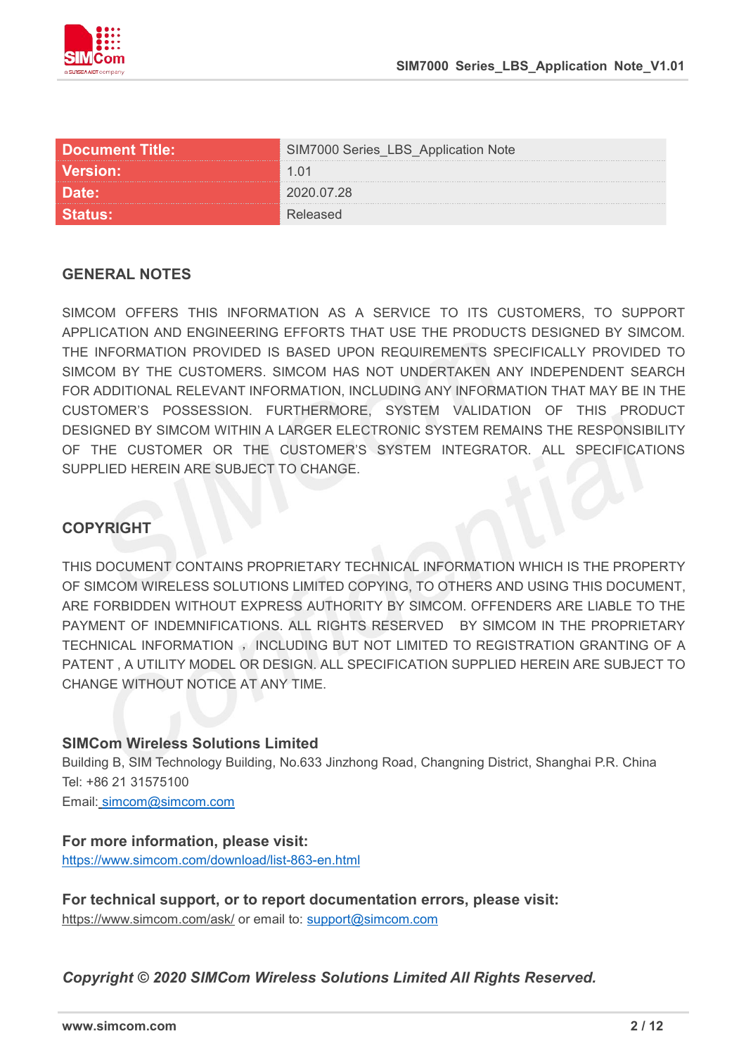| Document Title: | SIM7000 Series_LBS_Application Note |
| --- | --- |
| Version: | 1.01 |
| Date: | 2020.07.28 |
| Status: | Released |

## GENERAL NOTES

SIMCOM OFFERS THIS INFORMATION AS A SERVICE TO ITS CUSTOMERS, TO SUPPORT APPLICATION AND ENGINEERING EFFORTS THAT USE THE PRODUCTS DESIGNED BY SIMCOM. THE INFORMATION PROVIDED IS BASED UPON REQUIREMENTS SPECIFICALLY PROVIDED TO SIMCOM BY THE CUSTOMERS. SIMCOM HAS NOT UNDERTAKEN ANY INDEPENDENT SEARCH FOR ADDITIONAL RELEVANT INFORMATION, INCLUDING ANY INFORMATION THAT MAY BE IN THE CUSTOMER'S POSSESSION. FURTHERMORE, SYSTEM VALIDATION OF THIS PRODUCT DESIGNED BY SIMCOM WITHIN A LARGER ELECTRONIC SYSTEM REMAINS THE RESPONSIBILITY OF THE CUSTOMER OR THE CUSTOMER'S SYSTEM INTEGRATOR. ALL SPECIFICATIONS SUPPLIED HEREIN ARE SUBJECT TO CHANGE.

## COPYRIGHT

THIS DOCUMENT CONTAINS PROPRIETARY TECHNICAL INFORMATION WHICH IS THE PROPERTY OF SIMCOM WIRELESS SOLUTIONS LIMITED COPYING, TO OTHERS AND USING THIS DOCUMENT, ARE FORBIDDEN WITHOUT EXPRESS AUTHORITY BY SIMCOM. OFFENDERS ARE LIABLE TO THE PAYMENT OF INDEMNIFICATIONS. ALL RIGHTS RESERVED BY SIMCOM IN THE PROPRIETARY TECHNICAL INFORMATION ，INCLUDING BUT NOT LIMITED TO REGISTRATION GRANTING OF A PATENT , A UTILITY MODEL OR DESIGN. ALL SPECIFICATION SUPPLIED HEREIN ARE SUBJECT TO CHANGE WITHOUT NOTICE AT ANY TIME.

**SIMCom Wireless Solutions Limited**

Building B, SIM Technology Building, No.633 Jinzhong Road, Changning District, Shanghai P.R. China
Tel: +86 21 31575100
Email: simcom@simcom.com

**For more information, please visit:**
https://www.simcom.com/download/list-863-en.html

**For technical support, or to report documentation errors, please visit:**
https://www.simcom.com/ask/ or email to: support@simcom.com

***Copyright © 2020 SIMCom Wireless Solutions Limited All Rights Reserved.***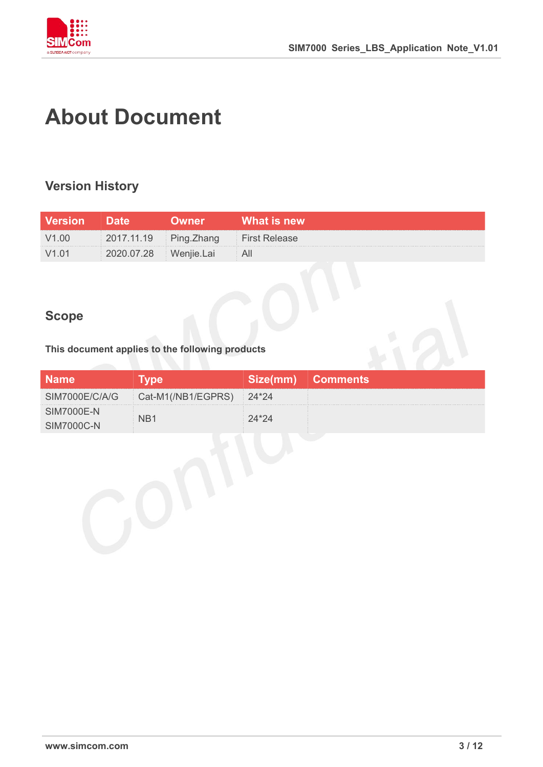# About Document

## Version History

| Version | Date | Owner | What is new |
| --- | --- | --- | --- |
| V1.00 | 2017.11.19 | Ping.Zhang | First Release |
| V1.01 | 2020.07.28 | Wenjie.Lai | All |

## Scope

**This document applies to the following products**

| Name | Type | Size(mm) | Comments |
| --- | --- | --- | --- |
| SIM7000E/C/A/G | Cat-M1(/NB1/EGPRS) | 24*24 | |
| SIM7000E-N<br>SIM7000C-N | NB1 | 24*24 | |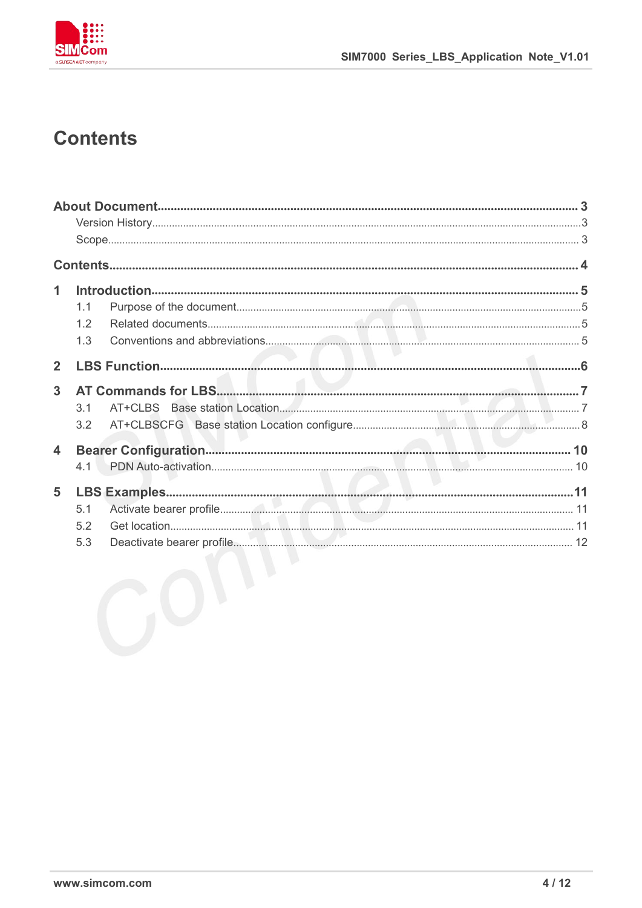# Contents

About Document ........ 3
- Version History ........ 3
- Scope ........ 3

Contents ........ 4

1 Introduction ........ 5
- 1.1 Purpose of the document ........ 5
- 1.2 Related documents ........ 5
- 1.3 Conventions and abbreviations ........ 5

2 LBS Function ........ 6

3 AT Commands for LBS ........ 7
- 3.1 AT+CLBS Base station Location ........ 7
- 3.2 AT+CLBSCFG Base station Location configure ........ 8

4 Bearer Configuration ........ 10
- 4.1 PDN Auto-activation ........ 10

5 LBS Examples ........ 11
- 5.1 Activate bearer profile ........ 11
- 5.2 Get location ........ 11
- 5.3 Deactivate bearer profile ........ 12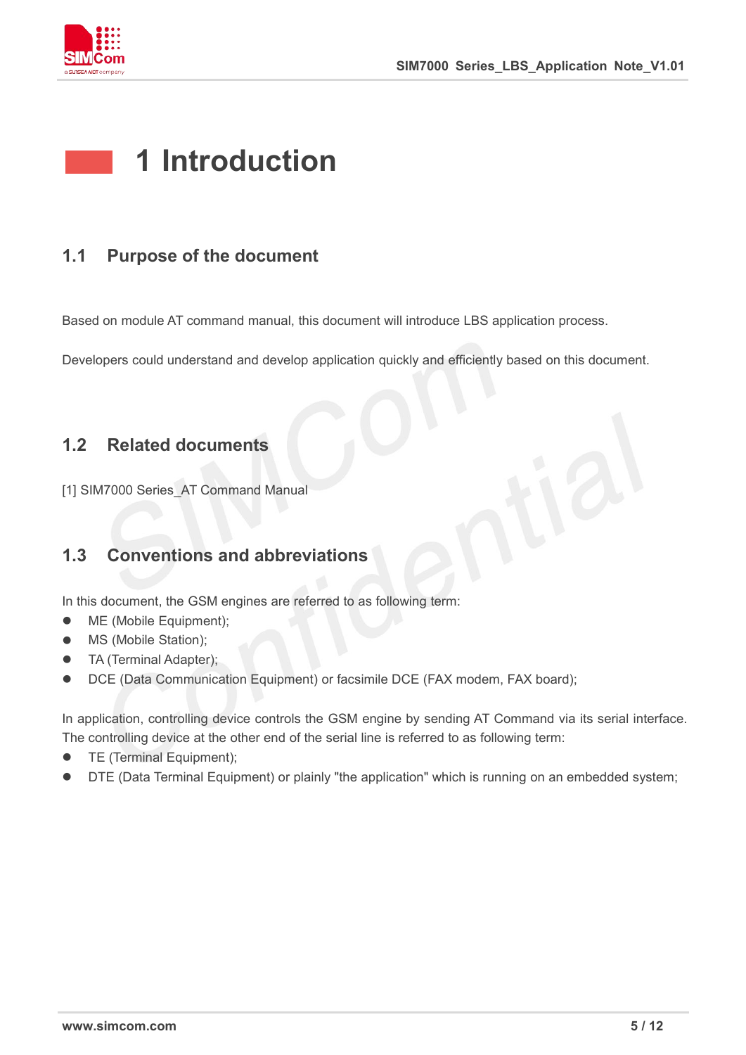# 1 Introduction

## 1.1 Purpose of the document

Based on module AT command manual, this document will introduce LBS application process.

Developers could understand and develop application quickly and efficiently based on this document.

## 1.2 Related documents

[1] SIM7000 Series_AT Command Manual

## 1.3 Conventions and abbreviations

In this document, the GSM engines are referred to as following term:

- ME (Mobile Equipment);
- MS (Mobile Station);
- TA (Terminal Adapter);
- DCE (Data Communication Equipment) or facsimile DCE (FAX modem, FAX board);

In application, controlling device controls the GSM engine by sending AT Command via its serial interface. The controlling device at the other end of the serial line is referred to as following term:

- TE (Terminal Equipment);
- DTE (Data Terminal Equipment) or plainly "the application" which is running on an embedded system;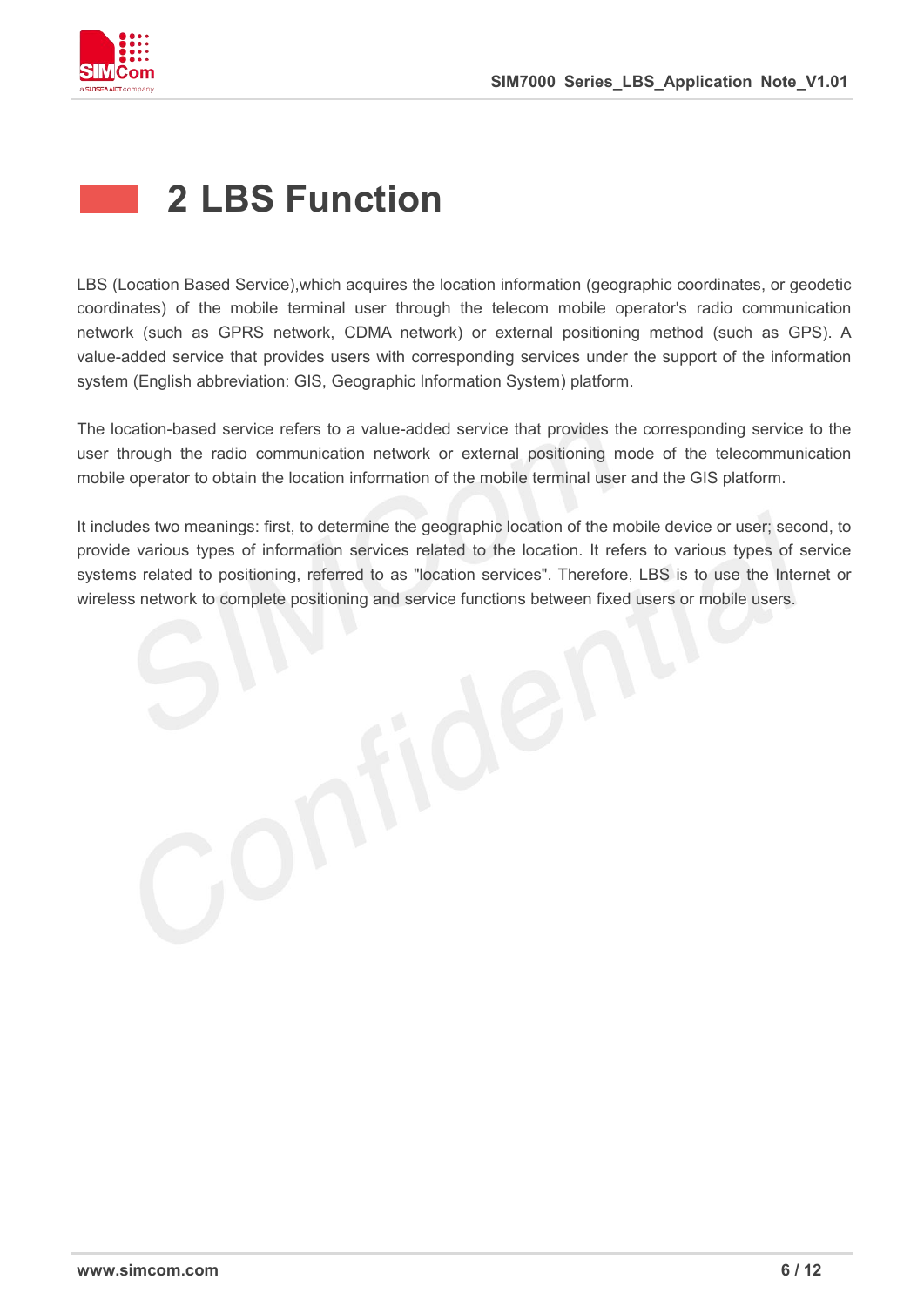# 2 LBS Function

LBS (Location Based Service),which acquires the location information (geographic coordinates, or geodetic coordinates) of the mobile terminal user through the telecom mobile operator's radio communication network (such as GPRS network, CDMA network) or external positioning method (such as GPS). A value-added service that provides users with corresponding services under the support of the information system (English abbreviation: GIS, Geographic Information System) platform.

The location-based service refers to a value-added service that provides the corresponding service to the user through the radio communication network or external positioning mode of the telecommunication mobile operator to obtain the location information of the mobile terminal user and the GIS platform.

It includes two meanings: first, to determine the geographic location of the mobile device or user; second, to provide various types of information services related to the location. It refers to various types of service systems related to positioning, referred to as "location services". Therefore, LBS is to use the Internet or wireless network to complete positioning and service functions between fixed users or mobile users.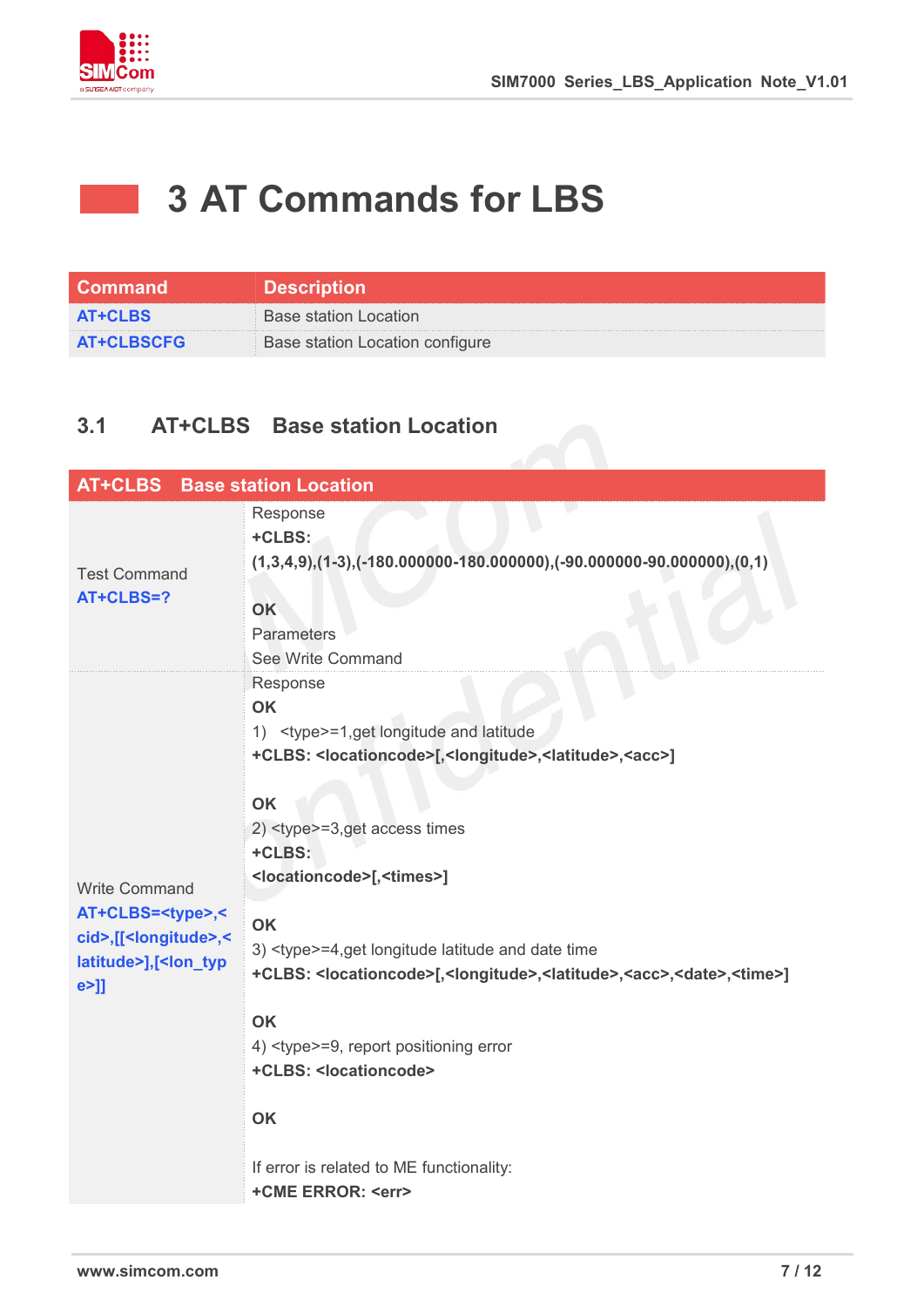# 3 AT Commands for LBS

| Command | Description |
| --- | --- |
| AT+CLBS | Base station Location |
| AT+CLBSCFG | Base station Location configure |

## 3.1 AT+CLBS Base station Location

| AT+CLBS Base station Location | |
| --- | --- |
| Test Command<br>**AT+CLBS=?** | Response<br>**+CLBS: (1,3,4,9),(1-3),(-180.000000-180.000000),(-90.000000-90.000000),(0,1)**<br><br>**OK**<br>Parameters<br>See Write Command |
| Write Command<br>**AT+CLBS=<type>,<cid>,[[<longitude>,<latitude>],[<lon_type>]]** | Response<br>**OK**<br>1) <type>=1,get longitude and latitude<br>**+CLBS: <locationcode>[,<longitude>,<latitude>,<acc>]**<br><br>**OK**<br>2) <type>=3,get access times<br>**+CLBS: <locationcode>[,<times>]**<br><br>**OK**<br>3) <type>=4,get longitude latitude and date time<br>**+CLBS: <locationcode>[,<longitude>,<latitude>,<acc>,<date>,<time>]**<br><br>**OK**<br>4) <type>=9, report positioning error<br>**+CLBS: <locationcode>**<br><br>**OK**<br><br>If error is related to ME functionality:<br>**+CME ERROR: <err>** |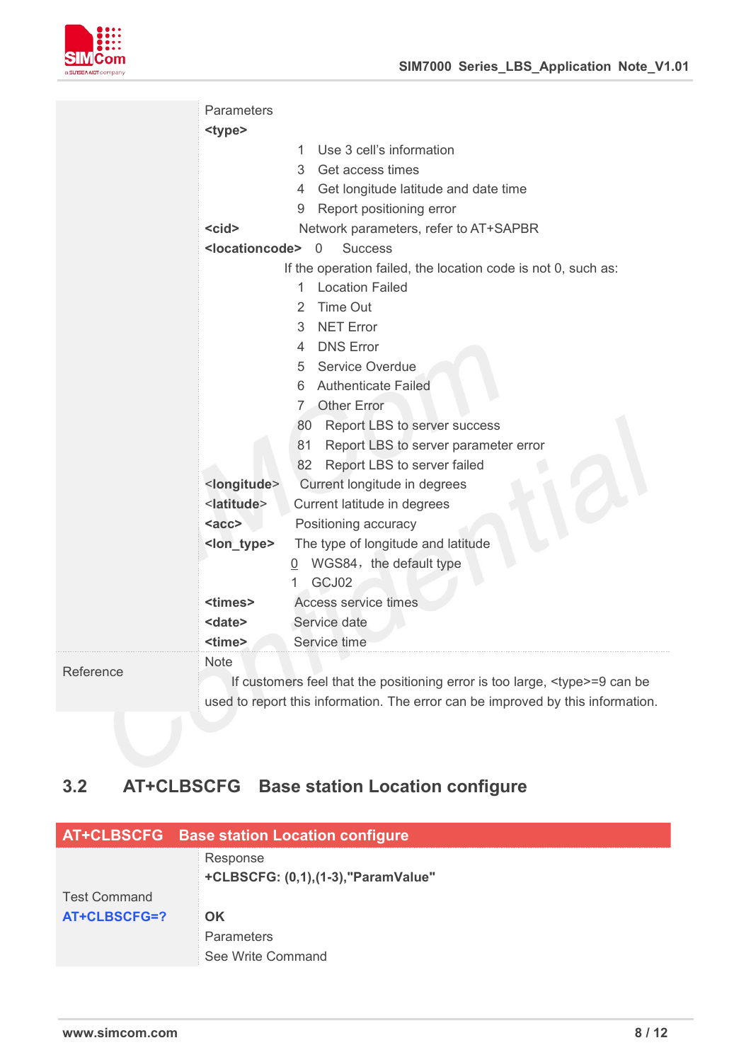| | |
|---|---|
| | Parameters<br>**<type>**<br>1 Use 3 cell's information<br>3 Get access times<br>4 Get longitude latitude and date time<br>9 Report positioning error<br>**<cid>** Network parameters, refer to AT+SAPBR<br>**<locationcode>** 0 Success<br>If the operation failed, the location code is not 0, such as:<br>1 Location Failed<br>2 Time Out<br>3 NET Error<br>4 DNS Error<br>5 Service Overdue<br>6 Authenticate Failed<br>7 Other Error<br>80 Report LBS to server success<br>81 Report LBS to server parameter error<br>82 Report LBS to server failed<br>**<longitude>** Current longitude in degrees<br>**<latitude>** Current latitude in degrees<br>**<acc>** Positioning accuracy<br>**<lon_type>** The type of longitude and latitude<br>0 WGS84，the default type<br>1 GCJ02<br>**<times>** Access service times<br>**<date>** Service date<br>**<time>** Service time |
| Reference | Note<br>If customers feel that the positioning error is too large, <type>=9 can be used to report this information. The error can be improved by this information. |

## 3.2 AT+CLBSCFG Base station Location configure

| AT+CLBSCFG Base station Location configure | |
|---|---|
| Test Command<br>**AT+CLBSCFG=?** | Response<br>**+CLBSCFG: (0,1),(1-3),"ParamValue"**<br><br>**OK**<br>Parameters<br>See Write Command |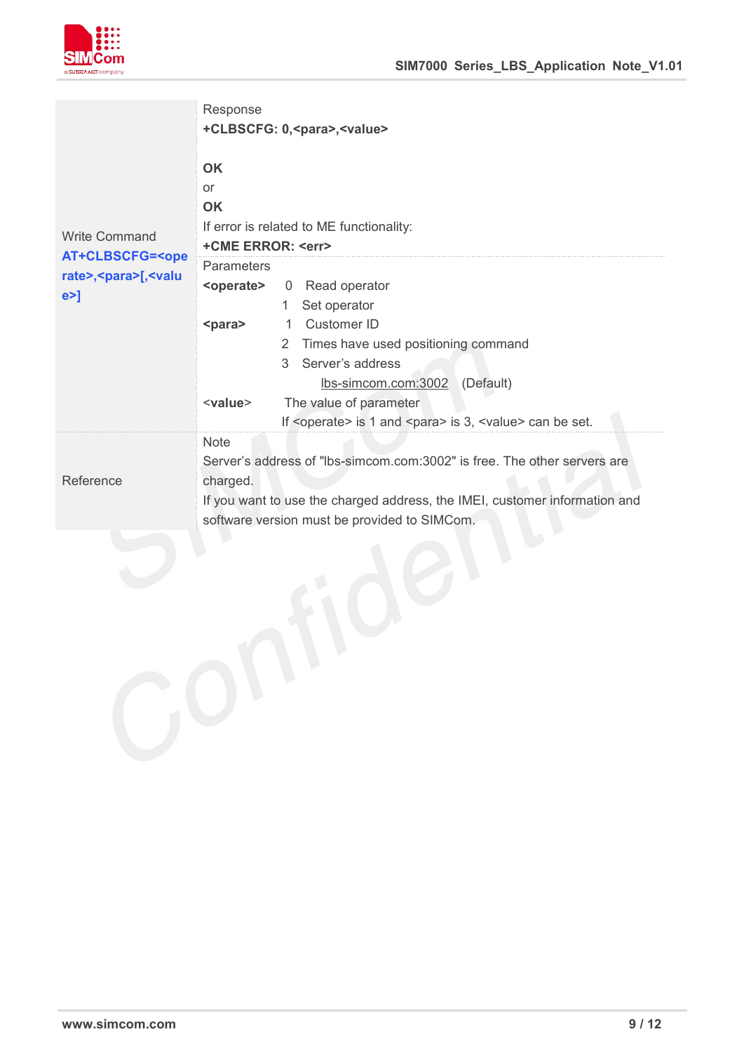| Write Command<br>**AT+CLBSCFG=<operate>,<para>[,<value>]** | Response<br>**+CLBSCFG: 0,<para>,<value>**<br><br>**OK**<br>or<br>**OK**<br>If error is related to ME functionality:<br>**+CME ERROR: <err>** |
| --- | --- |
| | Parameters<br>**<operate>** 0 Read operator<br>1 Set operator<br>**<para>** 1 Customer ID<br>2 Times have used positioning command<br>3 Server's address<br>lbs-simcom.com:3002 (Default)<br><value> The value of parameter<br>If <operate> is 1 and <para> is 3, <value> can be set. |
| Reference | Note<br>Server's address of "lbs-simcom.com:3002" is free. The other servers are charged.<br>If you want to use the charged address, the IMEI, customer information and software version must be provided to SIMCom. |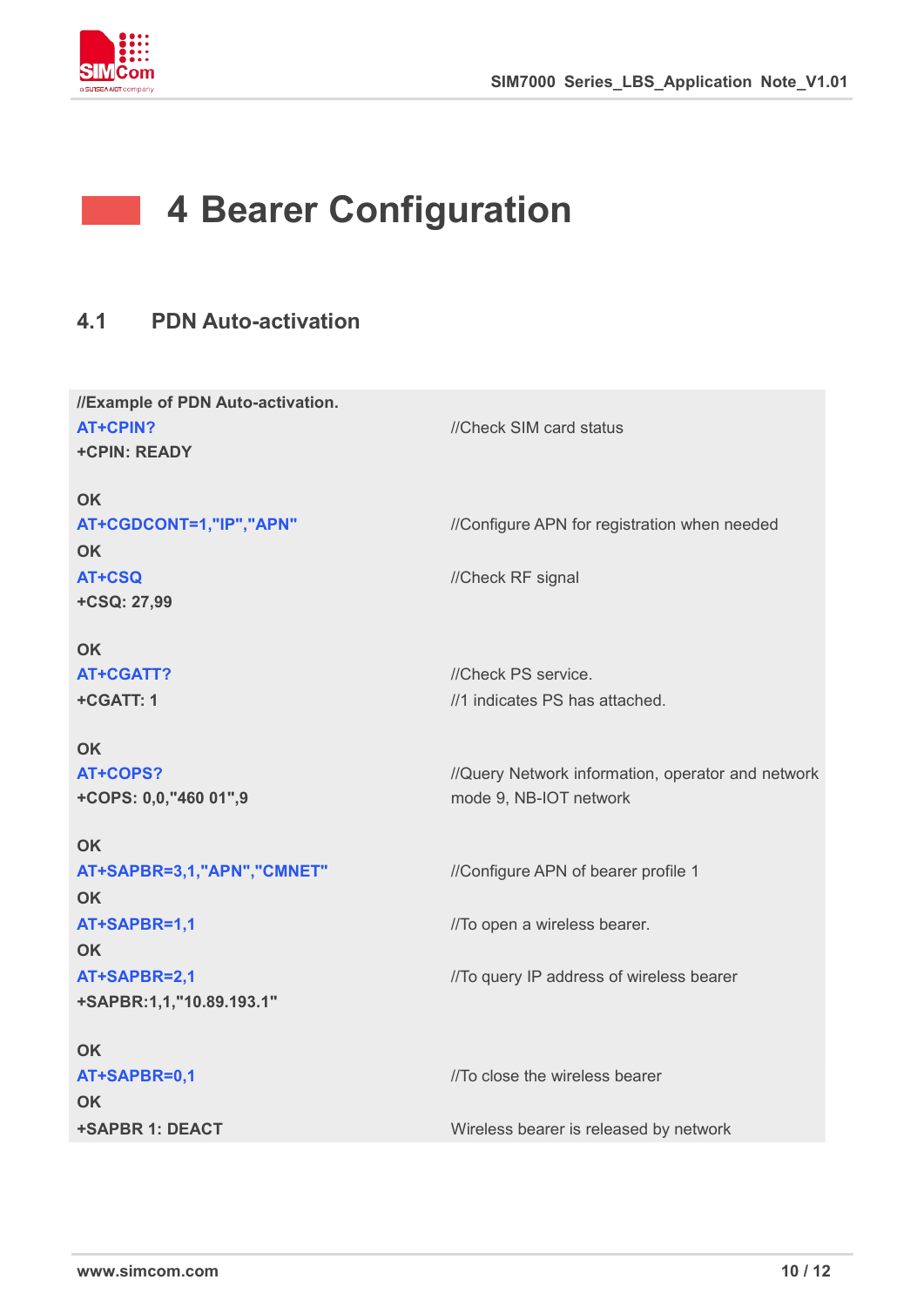# 4 Bearer Configuration

## 4.1 PDN Auto-activation

| **//Example of PDN Auto-activation.** | |
|---|---|
| AT+CPIN? | //Check SIM card status |
| +CPIN: READY | |
| | |
| OK | |
| AT+CGDCONT=1,"IP","APN" | //Configure APN for registration when needed |
| OK | |
| AT+CSQ | //Check RF signal |
| +CSQ: 27,99 | |
| | |
| OK | |
| AT+CGATT? | //Check PS service. |
| +CGATT: 1 | //1 indicates PS has attached. |
| | |
| OK | |
| AT+COPS? | //Query Network information, operator and network mode 9, NB-IOT network |
| +COPS: 0,0,"460 01",9 | |
| | |
| OK | |
| AT+SAPBR=3,1,"APN","CMNET" | //Configure APN of bearer profile 1 |
| OK | |
| AT+SAPBR=1,1 | //To open a wireless bearer. |
| OK | |
| AT+SAPBR=2,1 | //To query IP address of wireless bearer |
| +SAPBR:1,1,"10.89.193.1" | |
| | |
| OK | |
| AT+SAPBR=0,1 | //To close the wireless bearer |
| OK | |
| +SAPBR 1: DEACT | Wireless bearer is released by network |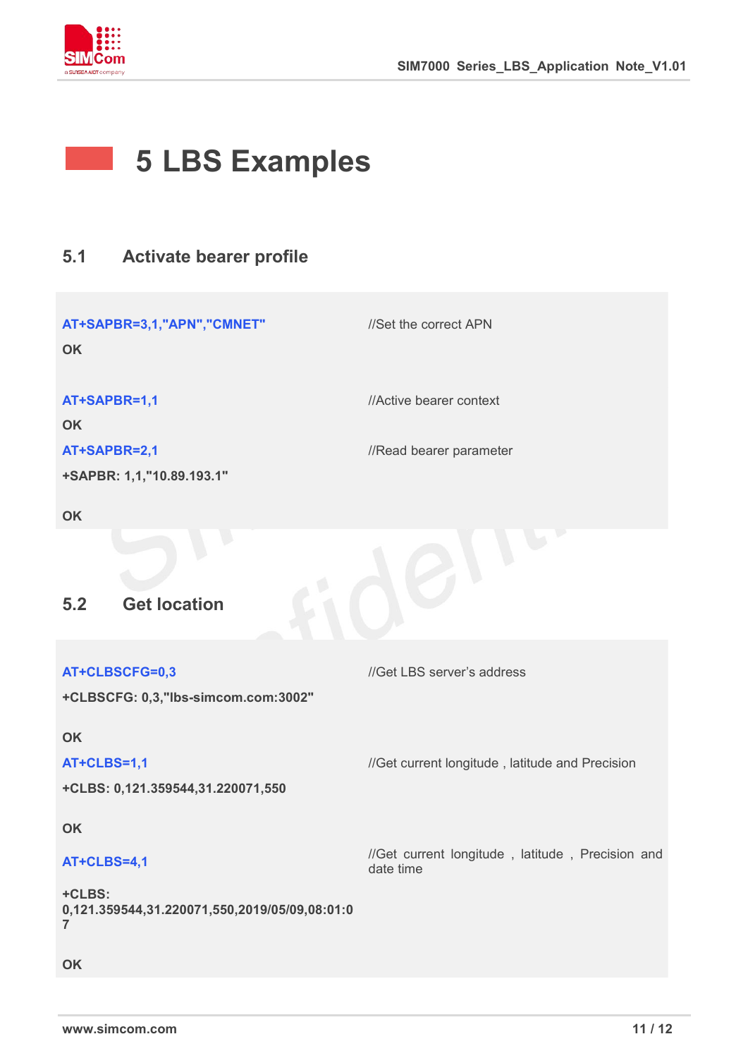# 5 LBS Examples

## 5.1 Activate bearer profile

| | |
|---|---|
| **AT+SAPBR=3,1,"APN","CMNET"** | //Set the correct APN |
| **OK** | |
| **AT+SAPBR=1,1** | //Active bearer context |
| **OK** | |
| **AT+SAPBR=2,1** | //Read bearer parameter |
| **+SAPBR: 1,1,"10.89.193.1"** | |
| **OK** | |

## 5.2 Get location

| | |
|---|---|
| **AT+CLBSCFG=0,3** | //Get LBS server's address |
| **+CLBSCFG: 0,3,"lbs-simcom.com:3002"** | |
| **OK** | |
| **AT+CLBS=1,1** | //Get current longitude , latitude and Precision |
| **+CLBS: 0,121.359544,31.220071,550** | |
| **OK** | |
| **AT+CLBS=4,1** | //Get current longitude , latitude , Precision and date time |
| **+CLBS: 0,121.359544,31.220071,550,2019/05/09,08:01:07** | |
| **OK** | |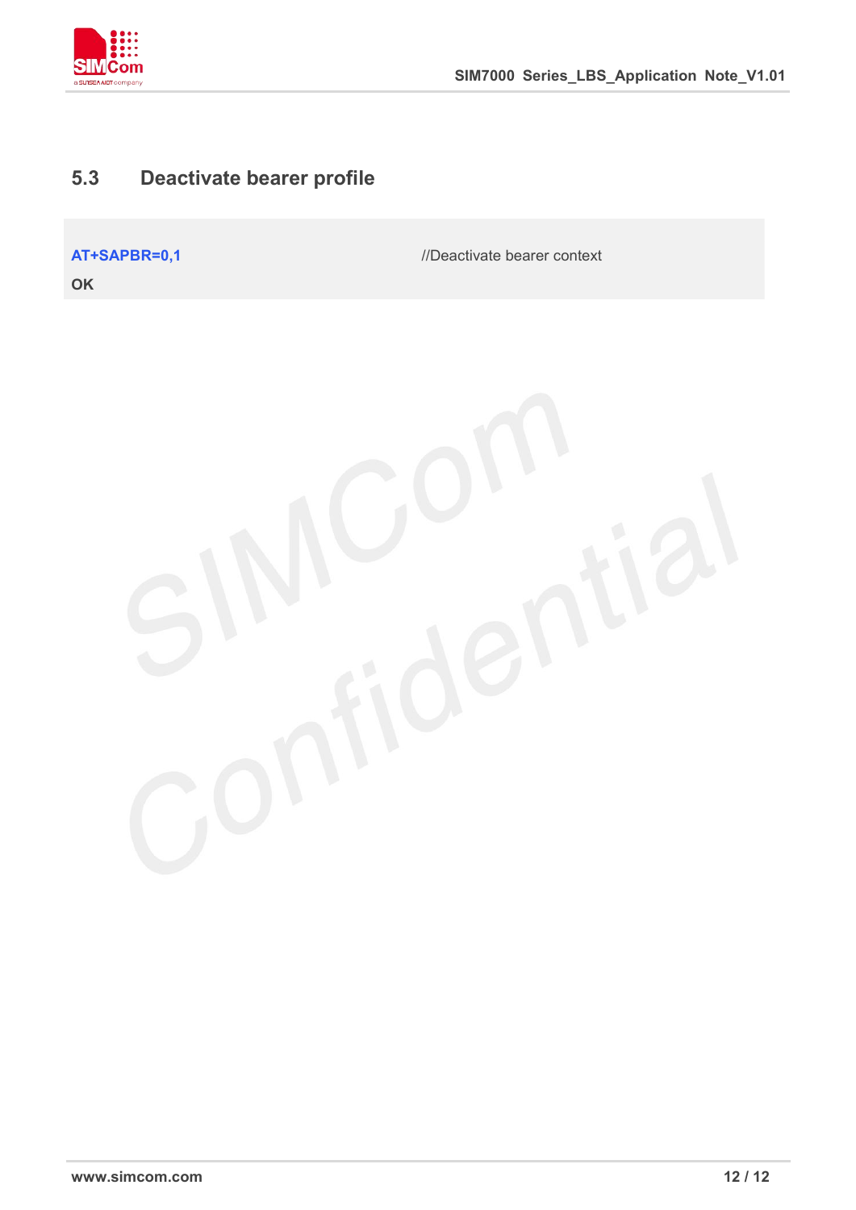## 5.3 Deactivate bearer profile

```
AT+SAPBR=0,1                         //Deactivate bearer context
OK
```